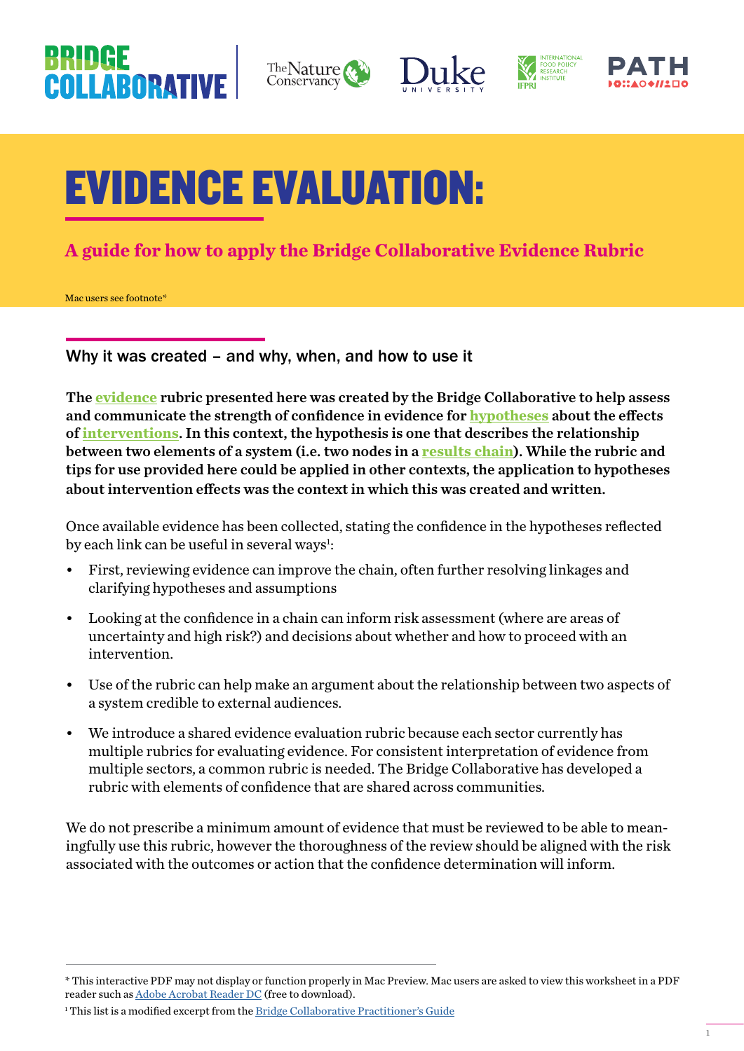# EVIDENCE EVALUATION:

## A guide for how to apply the Bridge Collaborative Evidence Rubric

Mac users see footnote*

### Why it was created – and why, when, and how to use it

**The evidence rubric presented here was created by the Bridge Collaborative to help assess and communicate the strength of confidence in evidence for hypotheses about the effects of interventions. In this context, the hypothesis is one that describes the relationship between two elements of a system (i.e. two nodes in a results chain). While the rubric and tips for use provided here could be applied in other contexts, the application to hypotheses about intervention effects was the context in which this was created and written.**

Once available evidence has been collected, stating the confidence in the hypotheses reflected by each link can be useful in several ways[1]:

- First, reviewing evidence can improve the chain, often further resolving linkages and clarifying hypotheses and assumptions
- Looking at the confidence in a chain can inform risk assessment (where are areas of uncertainty and high risk?) and decisions about whether and how to proceed with an intervention.
- Use of the rubric can help make an argument about the relationship between two aspects of a system credible to external audiences.
- We introduce a shared evidence evaluation rubric because each sector currently has multiple rubrics for evaluating evidence. For consistent interpretation of evidence from multiple sectors, a common rubric is needed. The Bridge Collaborative has developed a rubric with elements of confidence that are shared across communities.

We do not prescribe a minimum amount of evidence that must be reviewed to be able to meaningfully use this rubric, however the thoroughness of the review should be aligned with the risk associated with the outcomes or action that the confidence determination will inform.

---

\* This interactive PDF may not display or function properly in Mac Preview. Mac users are asked to view this worksheet in a PDF reader such as Adobe Acrobat Reader DC (free to download).

[1] This list is a modified excerpt from the Bridge Collaborative Practitioner's Guide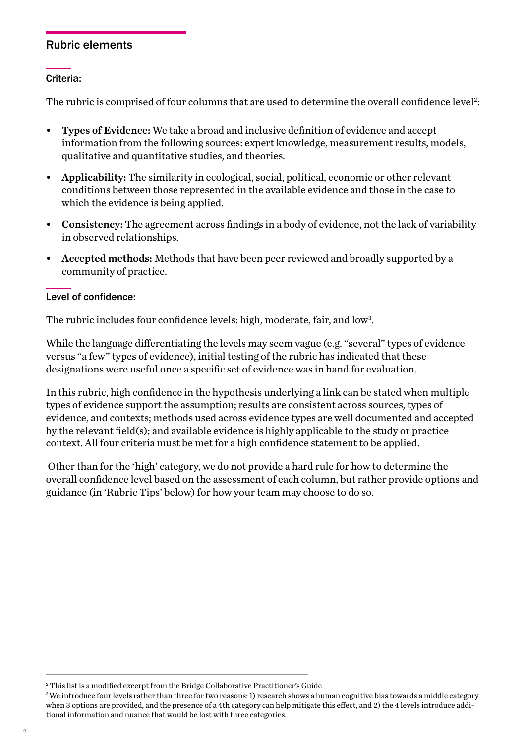## Rubric elements

### Criteria:

The rubric is comprised of four columns that are used to determine the overall confidence level[2]:

- **Types of Evidence:** We take a broad and inclusive definition of evidence and accept information from the following sources: expert knowledge, measurement results, models, qualitative and quantitative studies, and theories.
- **Applicability:** The similarity in ecological, social, political, economic or other relevant conditions between those represented in the available evidence and those in the case to which the evidence is being applied.
- **Consistency:** The agreement across findings in a body of evidence, not the lack of variability in observed relationships.
- **Accepted methods:** Methods that have been peer reviewed and broadly supported by a community of practice.

### Level of confidence:

The rubric includes four confidence levels: high, moderate, fair, and low[3].

While the language differentiating the levels may seem vague (e.g. "several" types of evidence versus "a few" types of evidence), initial testing of the rubric has indicated that these designations were useful once a specific set of evidence was in hand for evaluation.

In this rubric, high confidence in the hypothesis underlying a link can be stated when multiple types of evidence support the assumption; results are consistent across sources, types of evidence, and contexts; methods used across evidence types are well documented and accepted by the relevant field(s); and available evidence is highly applicable to the study or practice context. All four criteria must be met for a high confidence statement to be applied.

Other than for the 'high' category, we do not provide a hard rule for how to determine the overall confidence level based on the assessment of each column, but rather provide options and guidance (in 'Rubric Tips' below) for how your team may choose to do so.

---

[2] This list is a modified excerpt from the Bridge Collaborative Practitioner's Guide

[3] We introduce four levels rather than three for two reasons: 1) research shows a human cognitive bias towards a middle category when 3 options are provided, and the presence of a 4th category can help mitigate this effect, and 2) the 4 levels introduce additional information and nuance that would be lost with three categories.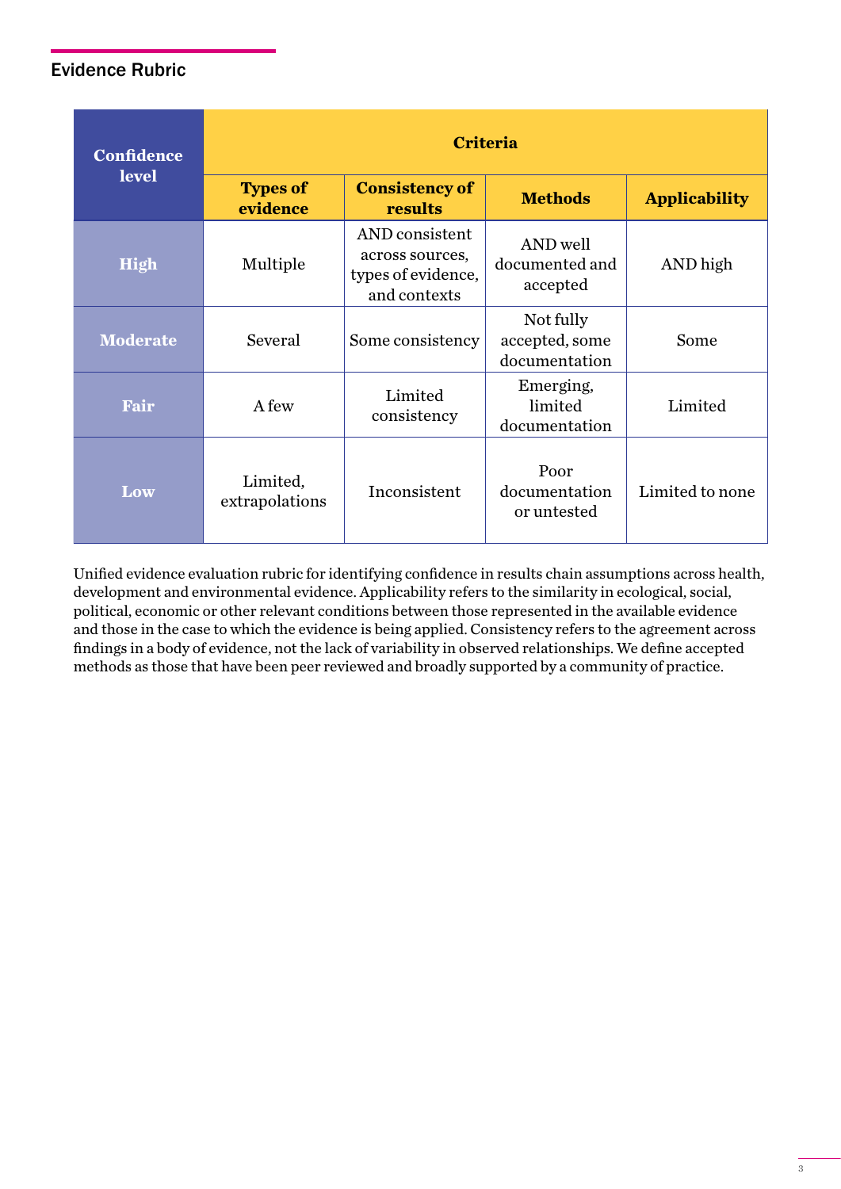## Evidence Rubric

| Confidence level | Criteria | | | |
|---|---|---|---|---|
| | **Types of evidence** | **Consistency of results** | **Methods** | **Applicability** |
| **High** | Multiple | AND consistent across sources, types of evidence, and contexts | AND well documented and accepted | AND high |
| **Moderate** | Several | Some consistency | Not fully accepted, some documentation | Some |
| **Fair** | A few | Limited consistency | Emerging, limited documentation | Limited |
| **Low** | Limited, extrapolations | Inconsistent | Poor documentation or untested | Limited to none |

Unified evidence evaluation rubric for identifying confidence in results chain assumptions across health, development and environmental evidence. Applicability refers to the similarity in ecological, social, political, economic or other relevant conditions between those represented in the available evidence and those in the case to which the evidence is being applied. Consistency refers to the agreement across findings in a body of evidence, not the lack of variability in observed relationships. We define accepted methods as those that have been peer reviewed and broadly supported by a community of practice.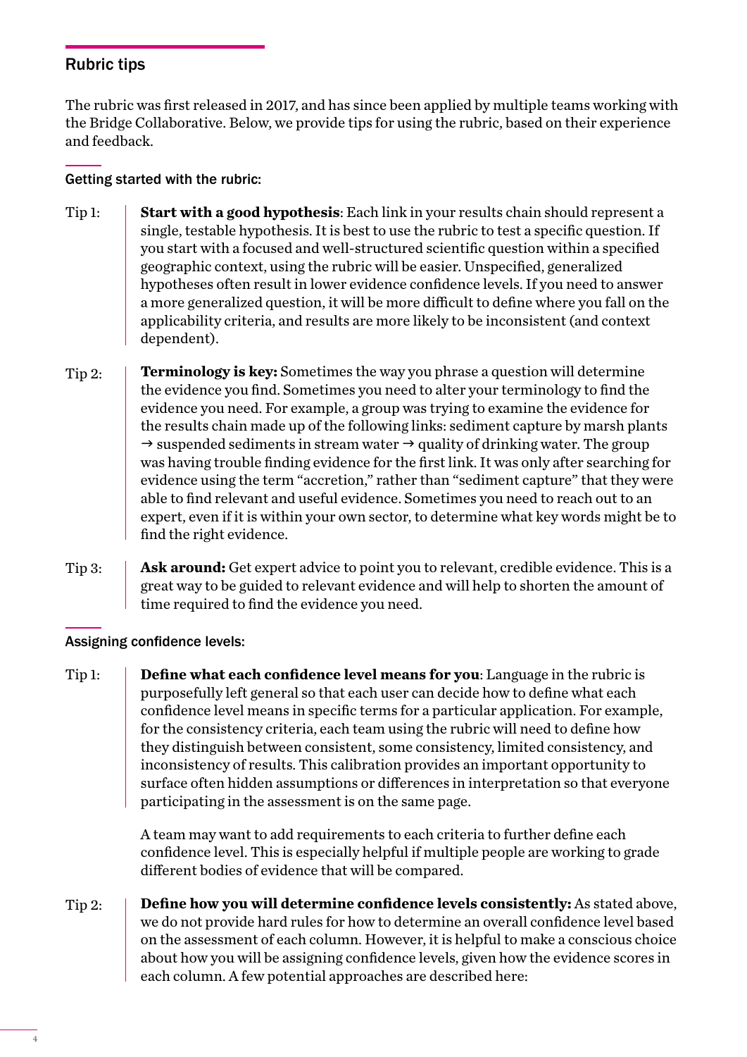## Rubric tips

The rubric was first released in 2017, and has since been applied by multiple teams working with the Bridge Collaborative. Below, we provide tips for using the rubric, based on their experience and feedback.

### Getting started with the rubric:

Tip 1: **Start with a good hypothesis**: Each link in your results chain should represent a single, testable hypothesis. It is best to use the rubric to test a specific question. If you start with a focused and well-structured scientific question within a specified geographic context, using the rubric will be easier. Unspecified, generalized hypotheses often result in lower evidence confidence levels. If you need to answer a more generalized question, it will be more difficult to define where you fall on the applicability criteria, and results are more likely to be inconsistent (and context dependent).

Tip 2: **Terminology is key:** Sometimes the way you phrase a question will determine the evidence you find. Sometimes you need to alter your terminology to find the evidence you need. For example, a group was trying to examine the evidence for the results chain made up of the following links: sediment capture by marsh plants → suspended sediments in stream water → quality of drinking water. The group was having trouble finding evidence for the first link. It was only after searching for evidence using the term "accretion," rather than "sediment capture" that they were able to find relevant and useful evidence. Sometimes you need to reach out to an expert, even if it is within your own sector, to determine what key words might be to find the right evidence.

Tip 3: **Ask around:** Get expert advice to point you to relevant, credible evidence. This is a great way to be guided to relevant evidence and will help to shorten the amount of time required to find the evidence you need.

### Assigning confidence levels:

Tip 1: **Define what each confidence level means for you**: Language in the rubric is purposefully left general so that each user can decide how to define what each confidence level means in specific terms for a particular application. For example, for the consistency criteria, each team using the rubric will need to define how they distinguish between consistent, some consistency, limited consistency, and inconsistency of results. This calibration provides an important opportunity to surface often hidden assumptions or differences in interpretation so that everyone participating in the assessment is on the same page.

A team may want to add requirements to each criteria to further define each confidence level. This is especially helpful if multiple people are working to grade different bodies of evidence that will be compared.

Tip 2: **Define how you will determine confidence levels consistently:** As stated above, we do not provide hard rules for how to determine an overall confidence level based on the assessment of each column. However, it is helpful to make a conscious choice about how you will be assigning confidence levels, given how the evidence scores in each column. A few potential approaches are described here: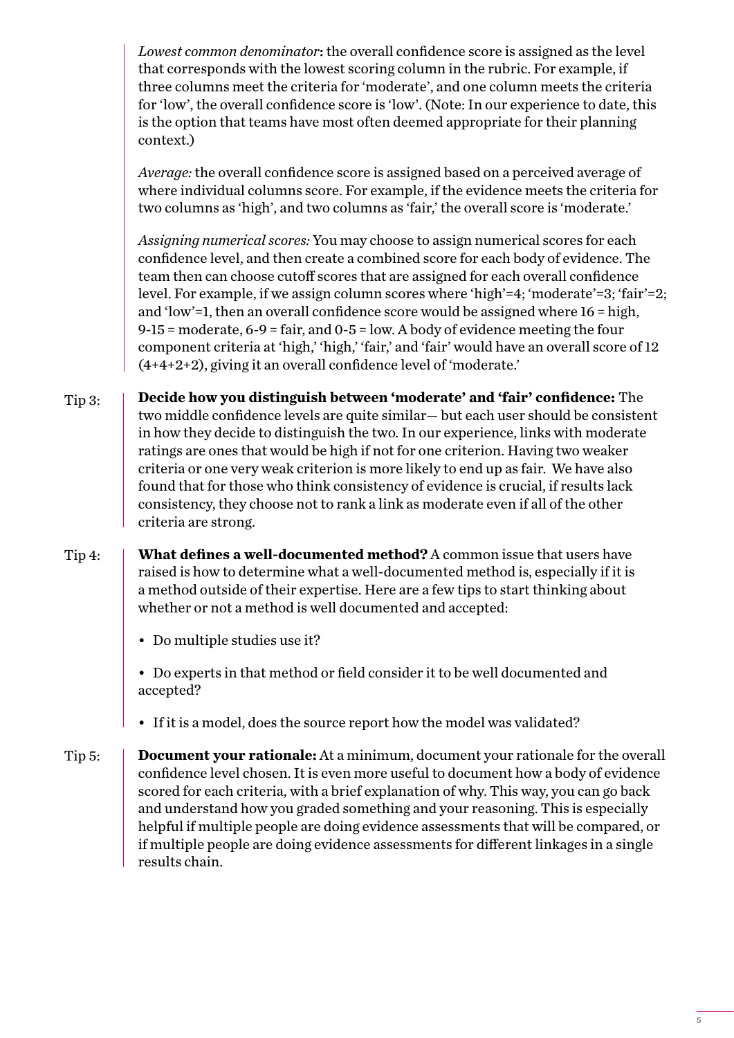*Lowest common denominator*: the overall confidence score is assigned as the level that corresponds with the lowest scoring column in the rubric. For example, if three columns meet the criteria for 'moderate', and one column meets the criteria for 'low', the overall confidence score is 'low'. (Note: In our experience to date, this is the option that teams have most often deemed appropriate for their planning context.)

*Average:* the overall confidence score is assigned based on a perceived average of where individual columns score. For example, if the evidence meets the criteria for two columns as 'high', and two columns as 'fair,' the overall score is 'moderate.'

*Assigning numerical scores:* You may choose to assign numerical scores for each confidence level, and then create a combined score for each body of evidence. The team then can choose cutoff scores that are assigned for each overall confidence level. For example, if we assign column scores where 'high'=4; 'moderate'=3; 'fair'=2; and 'low'=1, then an overall confidence score would be assigned where 16 = high, 9-15 = moderate, 6-9 = fair, and 0-5 = low. A body of evidence meeting the four component criteria at 'high,' 'high,' 'fair,' and 'fair' would have an overall score of 12 (4+4+2+2), giving it an overall confidence level of 'moderate.'

Tip 3: **Decide how you distinguish between 'moderate' and 'fair' confidence:** The two middle confidence levels are quite similar— but each user should be consistent in how they decide to distinguish the two. In our experience, links with moderate ratings are ones that would be high if not for one criterion. Having two weaker criteria or one very weak criterion is more likely to end up as fair. We have also found that for those who think consistency of evidence is crucial, if results lack consistency, they choose not to rank a link as moderate even if all of the other criteria are strong.

Tip 4: **What defines a well-documented method?** A common issue that users have raised is how to determine what a well-documented method is, especially if it is a method outside of their expertise. Here are a few tips to start thinking about whether or not a method is well documented and accepted:

- Do multiple studies use it?
- Do experts in that method or field consider it to be well documented and accepted?
- If it is a model, does the source report how the model was validated?

Tip 5: **Document your rationale:** At a minimum, document your rationale for the overall confidence level chosen. It is even more useful to document how a body of evidence scored for each criteria, with a brief explanation of why. This way, you can go back and understand how you graded something and your reasoning. This is especially helpful if multiple people are doing evidence assessments that will be compared, or if multiple people are doing evidence assessments for different linkages in a single results chain.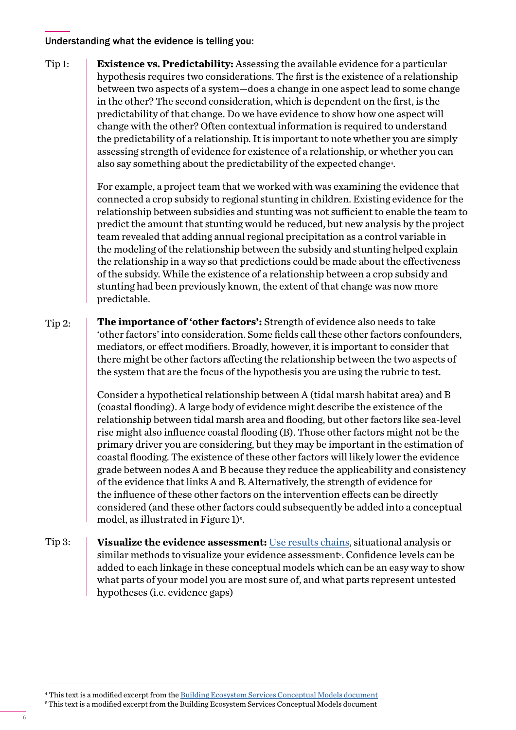## Understanding what the evidence is telling you:

Tip 1: **Existence vs. Predictability:** Assessing the available evidence for a particular hypothesis requires two considerations. The first is the existence of a relationship between two aspects of a system—does a change in one aspect lead to some change in the other? The second consideration, which is dependent on the first, is the predictability of that change. Do we have evidence to show how one aspect will change with the other? Often contextual information is required to understand the predictability of a relationship. It is important to note whether you are simply assessing strength of evidence for existence of a relationship, or whether you can also say something about the predictability of the expected change[4].

For example, a project team that we worked with was examining the evidence that connected a crop subsidy to regional stunting in children. Existing evidence for the relationship between subsidies and stunting was not sufficient to enable the team to predict the amount that stunting would be reduced, but new analysis by the project team revealed that adding annual regional precipitation as a control variable in the modeling of the relationship between the subsidy and stunting helped explain the relationship in a way so that predictions could be made about the effectiveness of the subsidy. While the existence of a relationship between a crop subsidy and stunting had been previously known, the extent of that change was now more predictable.

Tip 2: **The importance of 'other factors':** Strength of evidence also needs to take 'other factors' into consideration. Some fields call these other factors confounders, mediators, or effect modifiers. Broadly, however, it is important to consider that there might be other factors affecting the relationship between the two aspects of the system that are the focus of the hypothesis you are using the rubric to test.

Consider a hypothetical relationship between A (tidal marsh habitat area) and B (coastal flooding). A large body of evidence might describe the existence of the relationship between tidal marsh area and flooding, but other factors like sea-level rise might also influence coastal flooding (B). Those other factors might not be the primary driver you are considering, but they may be important in the estimation of coastal flooding. The existence of these other factors will likely lower the evidence grade between nodes A and B because they reduce the applicability and consistency of the evidence that links A and B. Alternatively, the strength of evidence for the influence of these other factors on the intervention effects can be directly considered (and these other factors could subsequently be added into a conceptual model, as illustrated in Figure 1)[5].

Tip 3: **Visualize the evidence assessment:** Use results chains, situational analysis or similar methods to visualize your evidence assessment[6]. Confidence levels can be added to each linkage in these conceptual models which can be an easy way to show what parts of your model you are most sure of, and what parts represent untested hypotheses (i.e. evidence gaps)

---

[4] This text is a modified excerpt from the Building Ecosystem Services Conceptual Models document

[5] This text is a modified excerpt from the Building Ecosystem Services Conceptual Models document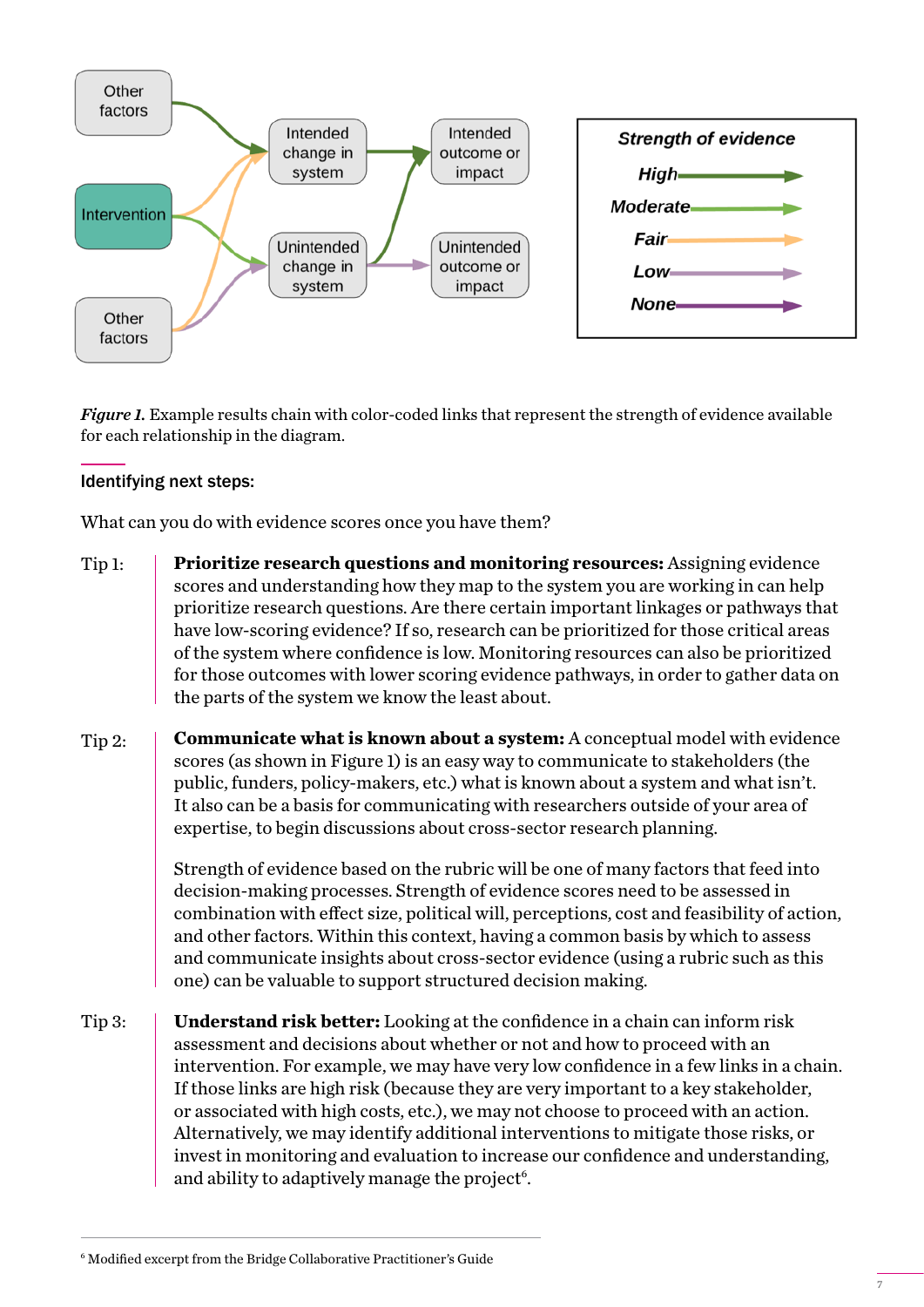Other factors

Intervention

Other factors

Intended change in system

Unintended change in system

Intended outcome or impact

Unintended outcome or impact

Strength of evidence

High

Moderate

Fair

Low

None

*Figure 1.* Example results chain with color-coded links that represent the strength of evidence available for each relationship in the diagram.

### Identifying next steps:

What can you do with evidence scores once you have them?

Tip 1: **Prioritize research questions and monitoring resources:** Assigning evidence scores and understanding how they map to the system you are working in can help prioritize research questions. Are there certain important linkages or pathways that have low-scoring evidence? If so, research can be prioritized for those critical areas of the system where confidence is low. Monitoring resources can also be prioritized for those outcomes with lower scoring evidence pathways, in order to gather data on the parts of the system we know the least about.

Tip 2: **Communicate what is known about a system:** A conceptual model with evidence scores (as shown in Figure 1) is an easy way to communicate to stakeholders (the public, funders, policy-makers, etc.) what is known about a system and what isn't. It also can be a basis for communicating with researchers outside of your area of expertise, to begin discussions about cross-sector research planning.

Strength of evidence based on the rubric will be one of many factors that feed into decision-making processes. Strength of evidence scores need to be assessed in combination with effect size, political will, perceptions, cost and feasibility of action, and other factors. Within this context, having a common basis by which to assess and communicate insights about cross-sector evidence (using a rubric such as this one) can be valuable to support structured decision making.

Tip 3: **Understand risk better:** Looking at the confidence in a chain can inform risk assessment and decisions about whether or not and how to proceed with an intervention. For example, we may have very low confidence in a few links in a chain. If those links are high risk (because they are very important to a key stakeholder, or associated with high costs, etc.), we may not choose to proceed with an action. Alternatively, we may identify additional interventions to mitigate those risks, or invest in monitoring and evaluation to increase our confidence and understanding, and ability to adaptively manage the project[6].

[6] Modified excerpt from the Bridge Collaborative Practitioner's Guide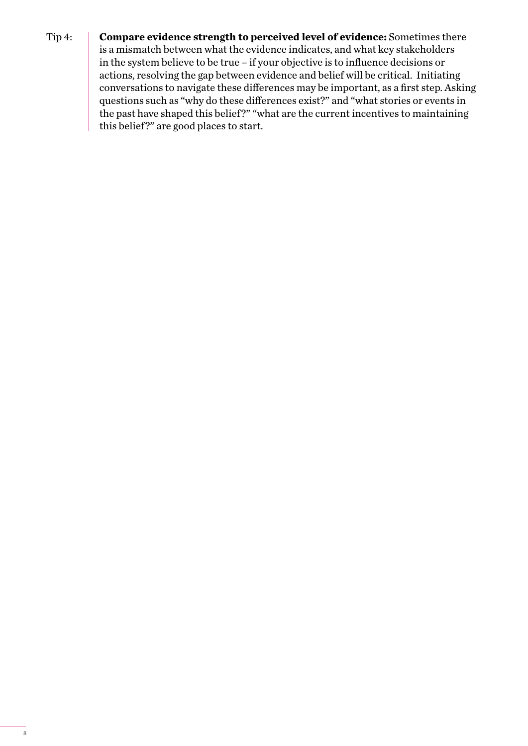Tip 4: **Compare evidence strength to perceived level of evidence:** Sometimes there is a mismatch between what the evidence indicates, and what key stakeholders in the system believe to be true – if your objective is to influence decisions or actions, resolving the gap between evidence and belief will be critical. Initiating conversations to navigate these differences may be important, as a first step. Asking questions such as "why do these differences exist?" and "what stories or events in the past have shaped this belief?" "what are the current incentives to maintaining this belief?" are good places to start.